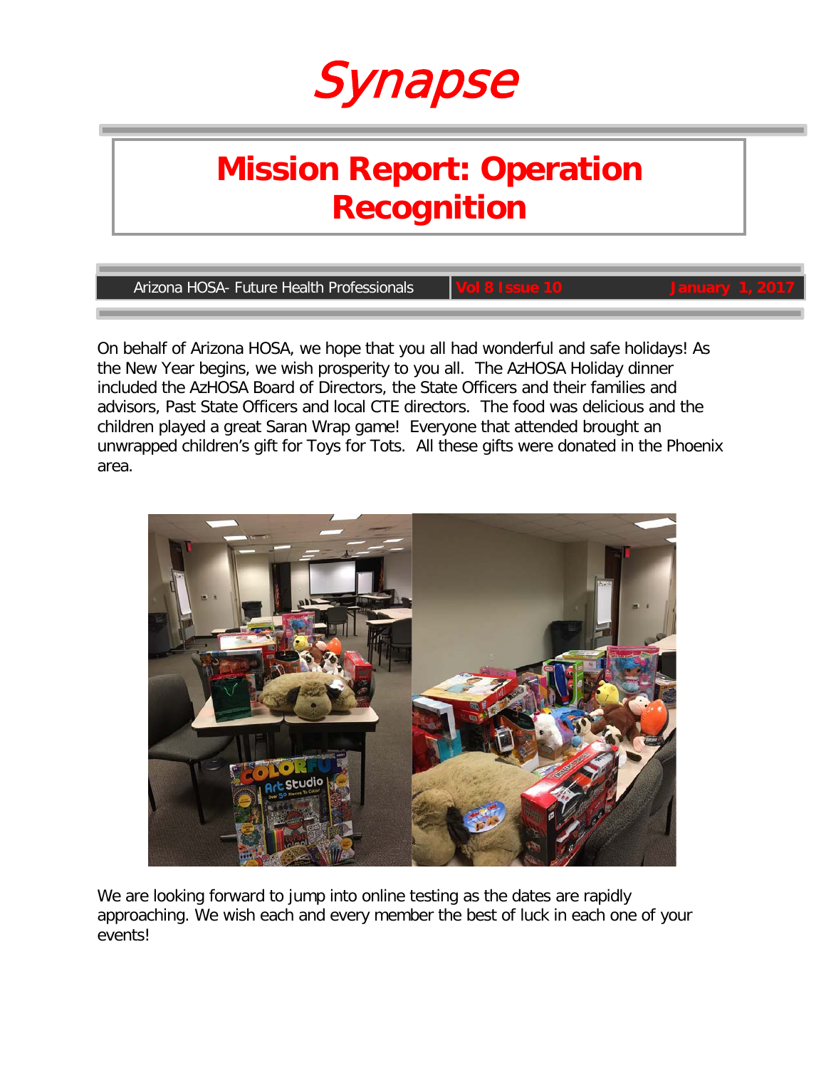# Synapse

## Mission Report: Operation Recognition

Arizona HOSA- Future Health Professionals | Vol 8 Issue 10 | January 1, 2017

On behalf of Arizona HOSA, we hope that you all had wonderful and safe holidays! As the New Year begins, we wish prosperity to you all. The AzHOSA Holiday dinner included the AzHOSA Board of Directors, the State Officers and their families and advisors, Past State Officers and local CTE directors. The food was delicious and the children played a great Saran Wrap game! Everyone that attended brought an unwrapped children's gift for Toys for Tots. All these gifts were donated in the Phoenix area.

We are looking forward to jump into online testing as the dates are rapidly approaching. We wish each and every member the best of luck in each one of your events!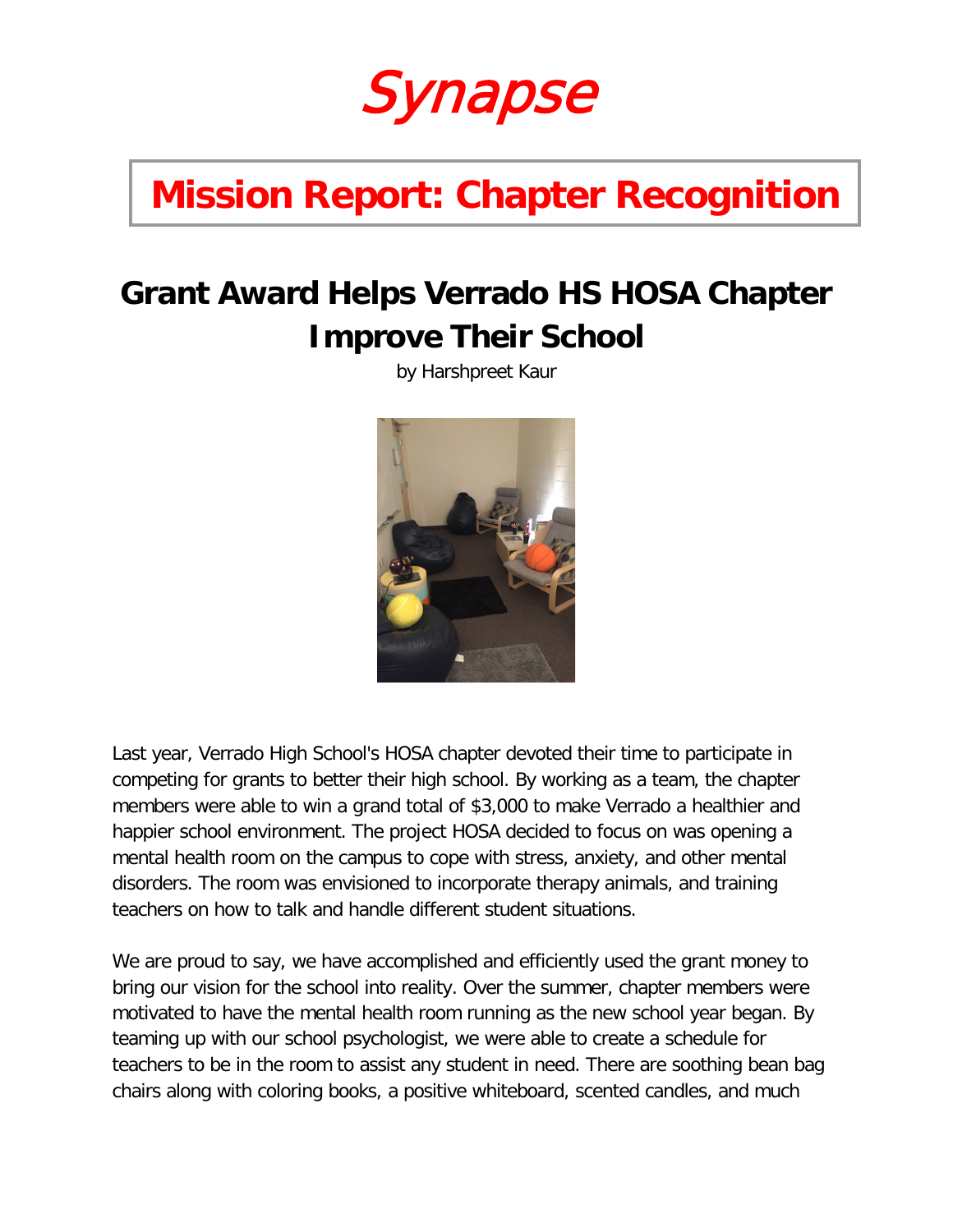# Synapse

## Mission Report: Chapter Recognition

## Grant Award Helps Verrado HS HOSA Chapter Improve Their School

by Harshpreet Kaur

Last year, Verrado High School's HOSA chapter devoted their time to participate in competing for grants to better their high school. By working as a team, the chapter members were able to win a grand total of $3,000 to make Verrado a healthier and happier school environment. The project HOSA decided to focus on was opening a mental health room on the campus to cope with stress, anxiety, and other mental disorders. The room was envisioned to incorporate therapy animals, and training teachers on how to talk and handle different student situations.

We are proud to say, we have accomplished and efficiently used the grant money to bring our vision for the school into reality. Over the summer, chapter members were motivated to have the mental health room running as the new school year began. By teaming up with our school psychologist, we were able to create a schedule for teachers to be in the room to assist any student in need. There are soothing bean bag chairs along with coloring books, a positive whiteboard, scented candles, and much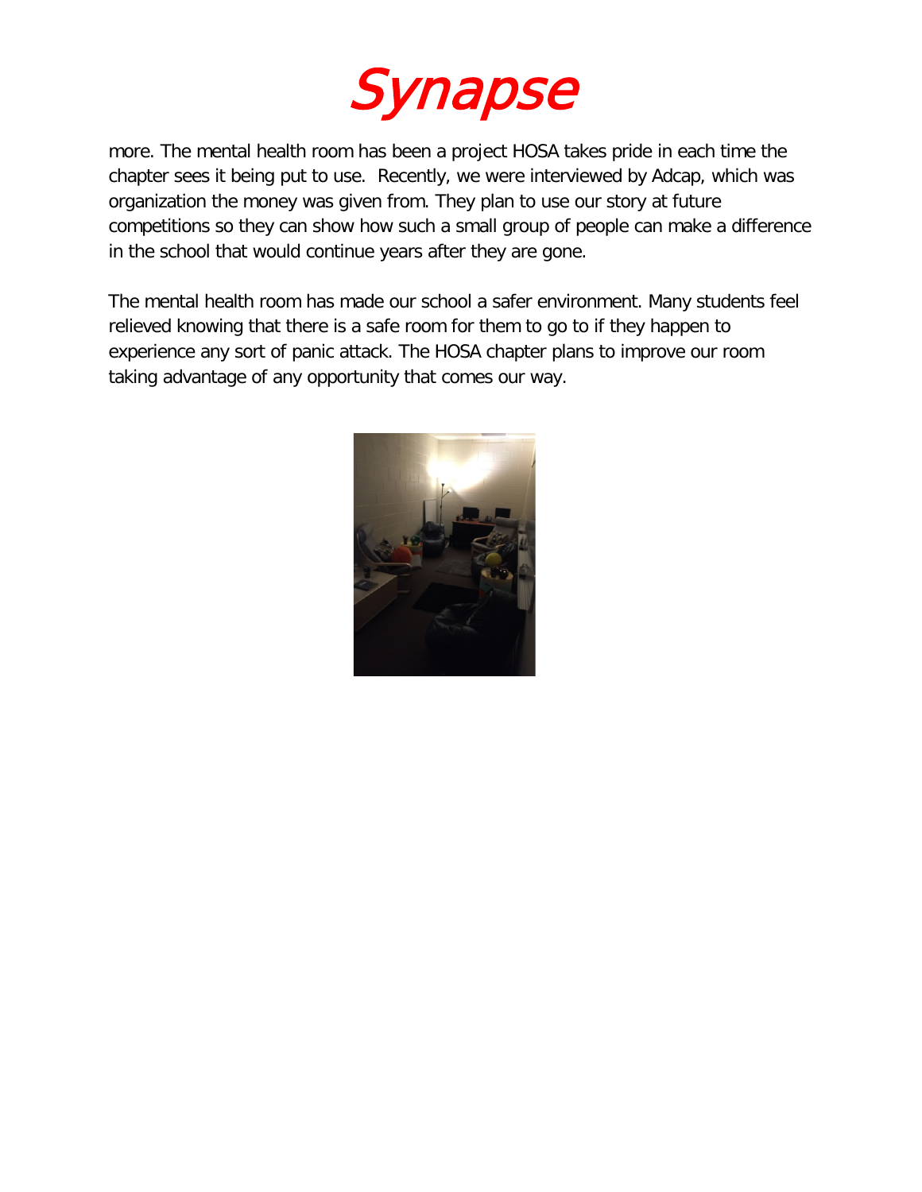more. The mental health room has been a project HOSA takes pride in each time the chapter sees it being put to use. Recently, we were interviewed by Adcap, which was organization the money was given from. They plan to use our story at future competitions so they can show how such a small group of people can make a difference in the school that would continue years after they are gone.

The mental health room has made our school a safer environment. Many students feel relieved knowing that there is a safe room for them to go to if they happen to experience any sort of panic attack. The HOSA chapter plans to improve our room taking advantage of any opportunity that comes our way.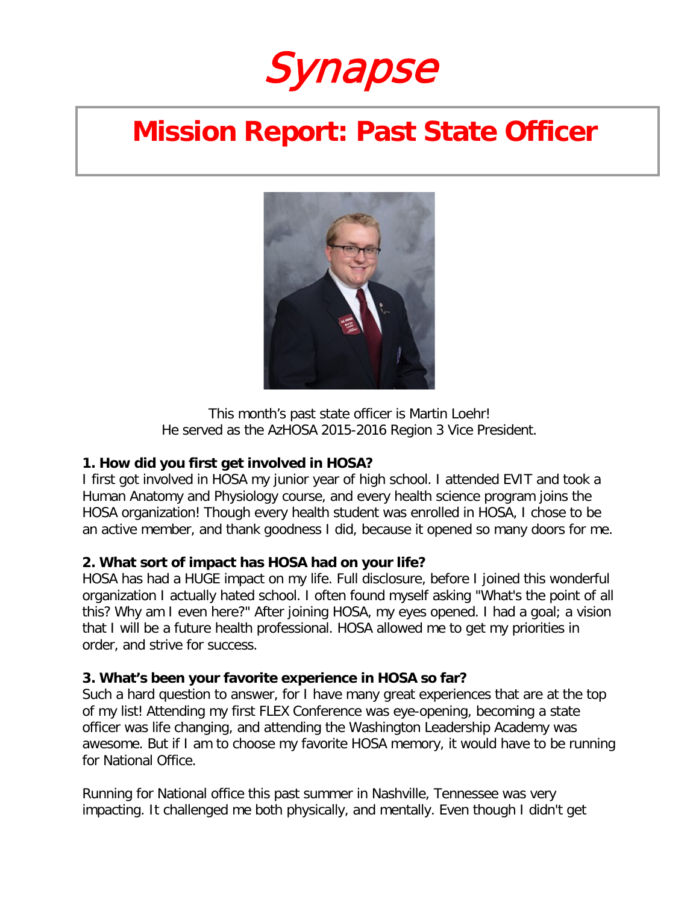# Synapse

## Mission Report: Past State Officer

This month's past state officer is Martin Loehr!
He served as the AzHOSA 2015-2016 Region 3 Vice President.

**1. How did you first get involved in HOSA?**
I first got involved in HOSA my junior year of high school. I attended EVIT and took a Human Anatomy and Physiology course, and every health science program joins the HOSA organization! Though every health student was enrolled in HOSA, I chose to be an active member, and thank goodness I did, because it opened so many doors for me.

**2. What sort of impact has HOSA had on your life?**
HOSA has had a HUGE impact on my life. Full disclosure, before I joined this wonderful organization I actually hated school. I often found myself asking "What's the point of all this? Why am I even here?" After joining HOSA, my eyes opened. I had a goal; a vision that I will be a future health professional. HOSA allowed me to get my priorities in order, and strive for success.

**3. What's been your favorite experience in HOSA so far?**
Such a hard question to answer, for I have many great experiences that are at the top of my list! Attending my first FLEX Conference was eye-opening, becoming a state officer was life changing, and attending the Washington Leadership Academy was awesome. But if I am to choose my favorite HOSA memory, it would have to be running for National Office.

Running for National office this past summer in Nashville, Tennessee was very impacting. It challenged me both physically, and mentally. Even though I didn't get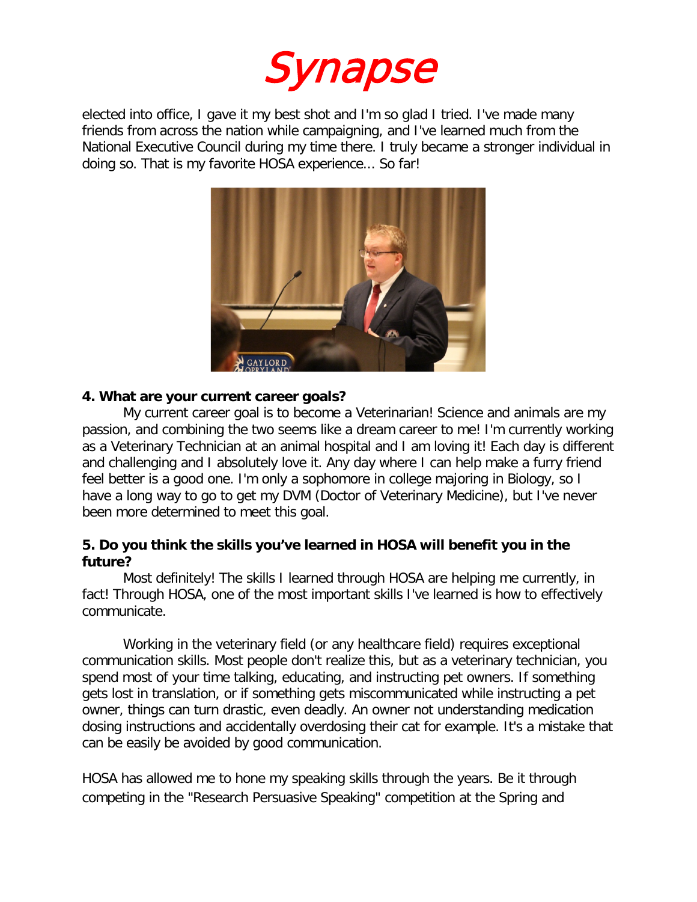elected into office, I gave it my best shot and I'm so glad I tried. I've made many friends from across the nation while campaigning, and I've learned much from the National Executive Council during my time there. I truly became a stronger individual in doing so. That is my favorite HOSA experience... So far!

**4. What are your current career goals?**

My current career goal is to become a Veterinarian! Science and animals are my passion, and combining the two seems like a dream career to me! I'm currently working as a Veterinary Technician at an animal hospital and I am loving it! Each day is different and challenging and I absolutely love it. Any day where I can help make a furry friend feel better is a good one. I'm only a sophomore in college majoring in Biology, so I have a long way to go to get my DVM (Doctor of Veterinary Medicine), but I've never been more determined to meet this goal.

**5. Do you think the skills you've learned in HOSA will benefit you in the future?**

Most definitely! The skills I learned through HOSA are helping me currently, in fact! Through HOSA, one of the most important skills I've learned is how to effectively communicate.

Working in the veterinary field (or any healthcare field) requires exceptional communication skills. Most people don't realize this, but as a veterinary technician, you spend most of your time talking, educating, and instructing pet owners. If something gets lost in translation, or if something gets miscommunicated while instructing a pet owner, things can turn drastic, even deadly. An owner not understanding medication dosing instructions and accidentally overdosing their cat for example. It's a mistake that can be easily be avoided by good communication.

HOSA has allowed me to hone my speaking skills through the years. Be it through competing in the "Research Persuasive Speaking" competition at the Spring and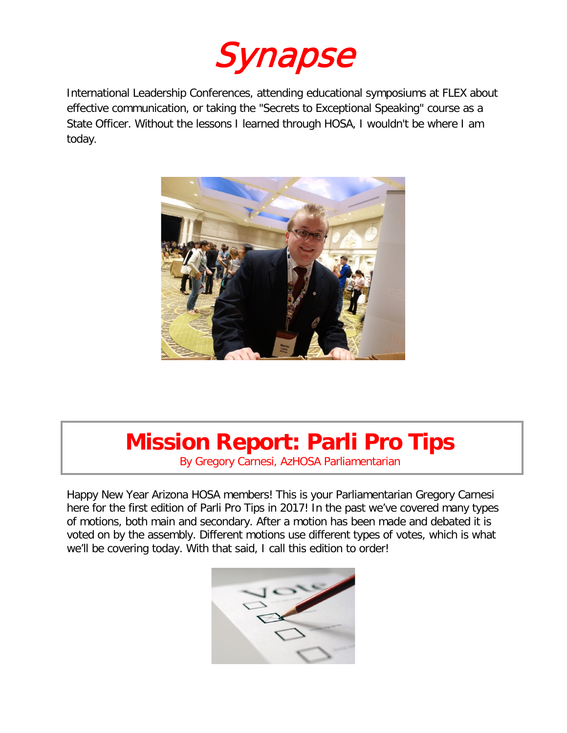International Leadership Conferences, attending educational symposiums at FLEX about effective communication, or taking the "Secrets to Exceptional Speaking" course as a State Officer. Without the lessons I learned through HOSA, I wouldn't be where I am today.

## Mission Report: Parli Pro Tips

By Gregory Carnesi, AzHOSA Parliamentarian

Happy New Year Arizona HOSA members! This is your Parliamentarian Gregory Carnesi here for the first edition of Parli Pro Tips in 2017! In the past we've covered many types of motions, both main and secondary. After a motion has been made and debated it is voted on by the assembly. Different motions use different types of votes, which is what we'll be covering today. With that said, I call this edition to order!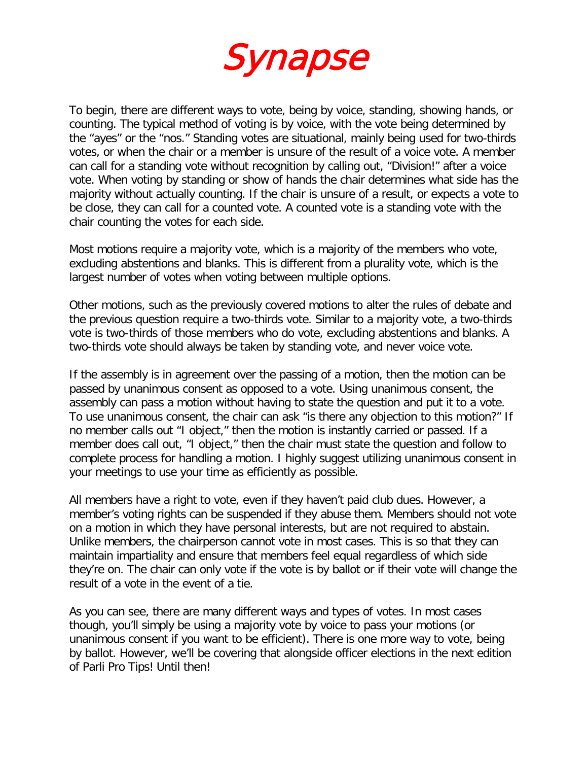# Synapse

To begin, there are different ways to vote, being by voice, standing, showing hands, or counting. The typical method of voting is by voice, with the vote being determined by the "ayes" or the "nos." Standing votes are situational, mainly being used for two-thirds votes, or when the chair or a member is unsure of the result of a voice vote. A member can call for a standing vote without recognition by calling out, "Division!" after a voice vote. When voting by standing or show of hands the chair determines what side has the majority without actually counting. If the chair is unsure of a result, or expects a vote to be close, they can call for a counted vote. A counted vote is a standing vote with the chair counting the votes for each side.

Most motions require a majority vote, which is a majority of the members who vote, excluding abstentions and blanks. This is different from a plurality vote, which is the largest number of votes when voting between multiple options.

Other motions, such as the previously covered motions to alter the rules of debate and the previous question require a two-thirds vote. Similar to a majority vote, a two-thirds vote is two-thirds of those members who do vote, excluding abstentions and blanks. A two-thirds vote should always be taken by standing vote, and never voice vote.

If the assembly is in agreement over the passing of a motion, then the motion can be passed by unanimous consent as opposed to a vote. Using unanimous consent, the assembly can pass a motion without having to state the question and put it to a vote. To use unanimous consent, the chair can ask "is there any objection to this motion?" If no member calls out "I object," then the motion is instantly carried or passed. If a member does call out, "I object," then the chair must state the question and follow to complete process for handling a motion. I highly suggest utilizing unanimous consent in your meetings to use your time as efficiently as possible.

All members have a right to vote, even if they haven't paid club dues. However, a member's voting rights can be suspended if they abuse them. Members should not vote on a motion in which they have personal interests, but are not required to abstain. Unlike members, the chairperson cannot vote in most cases. This is so that they can maintain impartiality and ensure that members feel equal regardless of which side they're on. The chair can only vote if the vote is by ballot or if their vote will change the result of a vote in the event of a tie.

As you can see, there are many different ways and types of votes. In most cases though, you'll simply be using a majority vote by voice to pass your motions (or unanimous consent if you want to be efficient). There is one more way to vote, being by ballot. However, we'll be covering that alongside officer elections in the next edition of Parli Pro Tips! Until then!